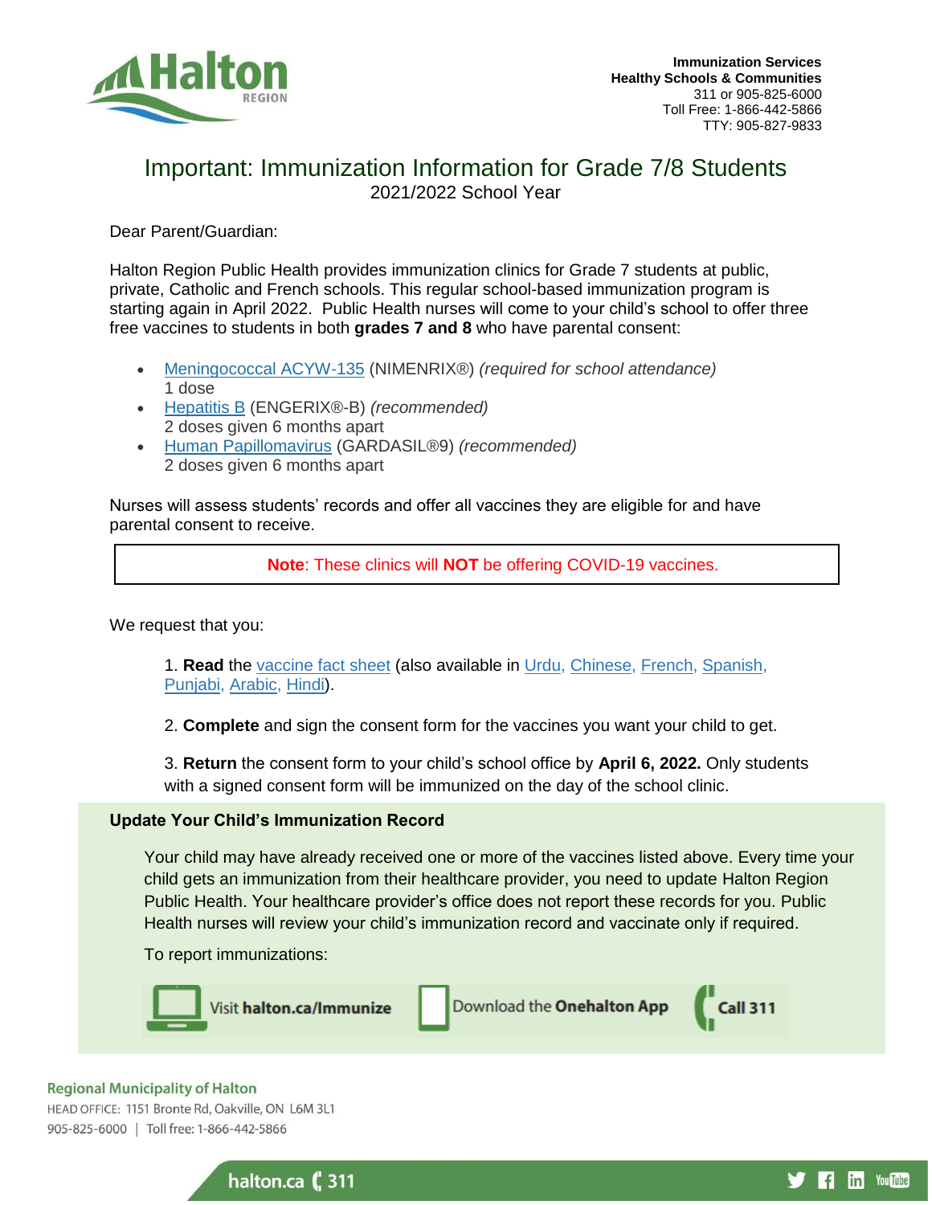**Immunization Services**
**Healthy Schools & Communities**
311 or 905-825-6000
Toll Free: 1-866-442-5866
TTY: 905-827-9833

# Important: Immunization Information for Grade 7/8 Students

2021/2022 School Year

Dear Parent/Guardian:

Halton Region Public Health provides immunization clinics for Grade 7 students at public, private, Catholic and French schools. This regular school-based immunization program is starting again in April 2022. Public Health nurses will come to your child's school to offer three free vaccines to students in both **grades 7 and 8** who have parental consent:

- Meningococcal ACYW-135 (NIMENRIX®) *(required for school attendance)*
  1 dose
- Hepatitis B (ENGERIX®-B) *(recommended)*
  2 doses given 6 months apart
- Human Papillomavirus (GARDASIL®9) *(recommended)*
  2 doses given 6 months apart

Nurses will assess students' records and offer all vaccines they are eligible for and have parental consent to receive.

> **Note**: These clinics will **NOT** be offering COVID-19 vaccines.

We request that you:

1. **Read** the vaccine fact sheet (also available in Urdu, Chinese, French, Spanish, Punjabi, Arabic, Hindi).
2. **Complete** and sign the consent form for the vaccines you want your child to get.
3. **Return** the consent form to your child's school office by **April 6, 2022.** Only students with a signed consent form will be immunized on the day of the school clinic.

## Update Your Child's Immunization Record

Your child may have already received one or more of the vaccines listed above. Every time your child gets an immunization from their healthcare provider, you need to update Halton Region Public Health. Your healthcare provider's office does not report these records for you. Public Health nurses will review your child's immunization record and vaccinate only if required.

To report immunizations:

- Visit **halton.ca/Immunize**
- Download the **Onehalton App**
- **Call 311**

**Regional Municipality of Halton**
HEAD OFFICE: 1151 Bronte Rd, Oakville, ON L6M 3L1
905-825-6000 | Toll free: 1-866-442-5866

halton.ca 311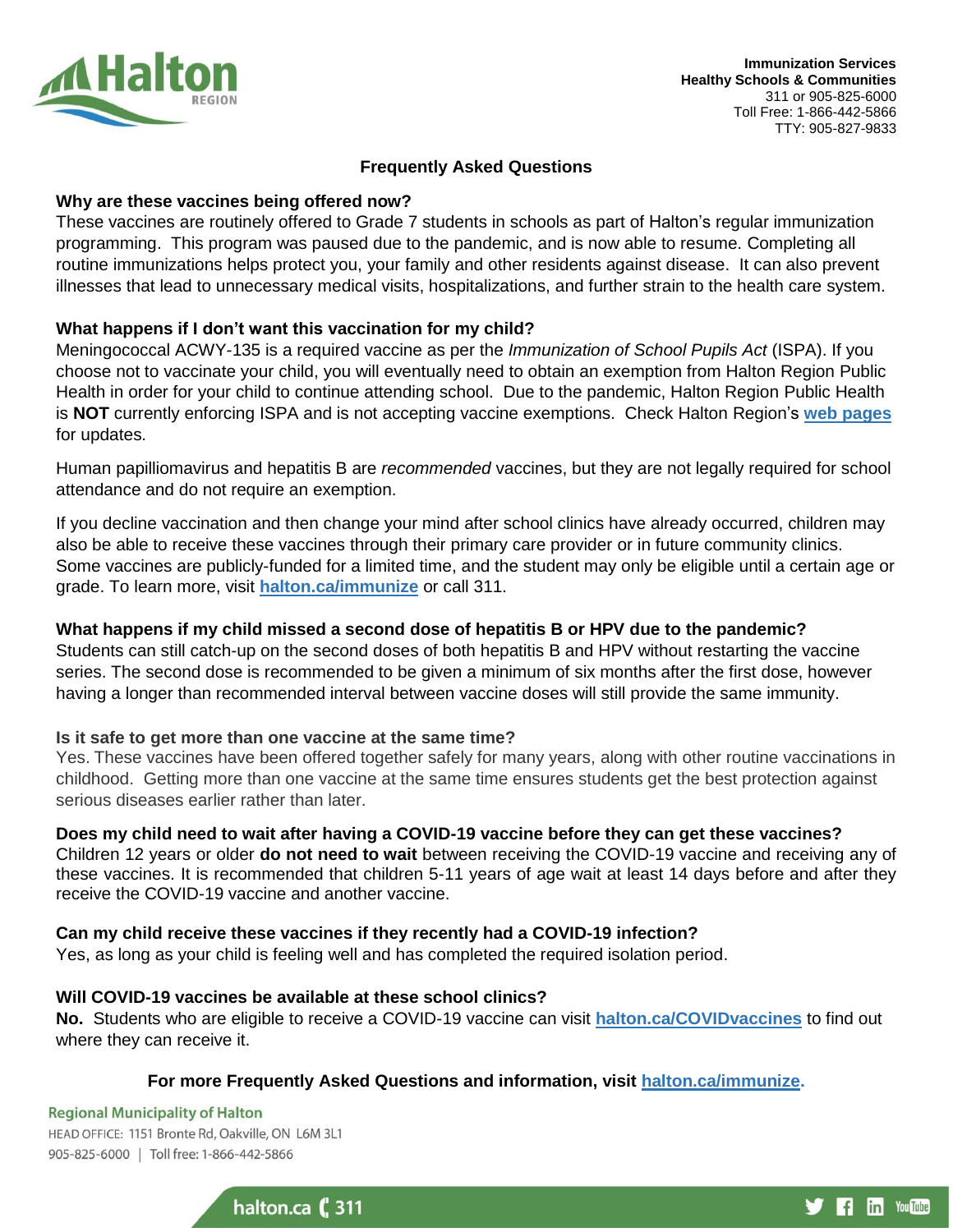Immunization Services
**Healthy Schools & Communities**
311 or 905-825-6000
Toll Free: 1-866-442-5866
TTY: 905-827-9833

## Frequently Asked Questions

**Why are these vaccines being offered now?**
These vaccines are routinely offered to Grade 7 students in schools as part of Halton's regular immunization programming. This program was paused due to the pandemic, and is now able to resume. Completing all routine immunizations helps protect you, your family and other residents against disease. It can also prevent illnesses that lead to unnecessary medical visits, hospitalizations, and further strain to the health care system.

**What happens if I don't want this vaccination for my child?**
Meningococcal ACWY-135 is a required vaccine as per the *Immunization of School Pupils Act* (ISPA). If you choose not to vaccinate your child, you will eventually need to obtain an exemption from Halton Region Public Health in order for your child to continue attending school. Due to the pandemic, Halton Region Public Health is **NOT** currently enforcing ISPA and is not accepting vaccine exemptions. Check Halton Region's **web pages** for updates.

Human papilliomavirus and hepatitis B are *recommended* vaccines, but they are not legally required for school attendance and do not require an exemption.

If you decline vaccination and then change your mind after school clinics have already occurred, children may also be able to receive these vaccines through their primary care provider or in future community clinics. Some vaccines are publicly-funded for a limited time, and the student may only be eligible until a certain age or grade. To learn more, visit **halton.ca/immunize** or call 311.

**What happens if my child missed a second dose of hepatitis B or HPV due to the pandemic?**
Students can still catch-up on the second doses of both hepatitis B and HPV without restarting the vaccine series. The second dose is recommended to be given a minimum of six months after the first dose, however having a longer than recommended interval between vaccine doses will still provide the same immunity.

**Is it safe to get more than one vaccine at the same time?**
Yes. These vaccines have been offered together safely for many years, along with other routine vaccinations in childhood. Getting more than one vaccine at the same time ensures students get the best protection against serious diseases earlier rather than later.

**Does my child need to wait after having a COVID-19 vaccine before they can get these vaccines?**
Children 12 years or older **do not need to wait** between receiving the COVID-19 vaccine and receiving any of these vaccines. It is recommended that children 5-11 years of age wait at least 14 days before and after they receive the COVID-19 vaccine and another vaccine.

**Can my child receive these vaccines if they recently had a COVID-19 infection?**
Yes, as long as your child is feeling well and has completed the required isolation period.

**Will COVID-19 vaccines be available at these school clinics?**
**No.** Students who are eligible to receive a COVID-19 vaccine can visit **halton.ca/COVIDvaccines** to find out where they can receive it.

**For more Frequently Asked Questions and information, visit halton.ca/immunize.**

Regional Municipality of Halton
HEAD OFFICE: 1151 Bronte Rd, Oakville, ON L6M 3L1
905-825-6000 | Toll free: 1-866-442-5866